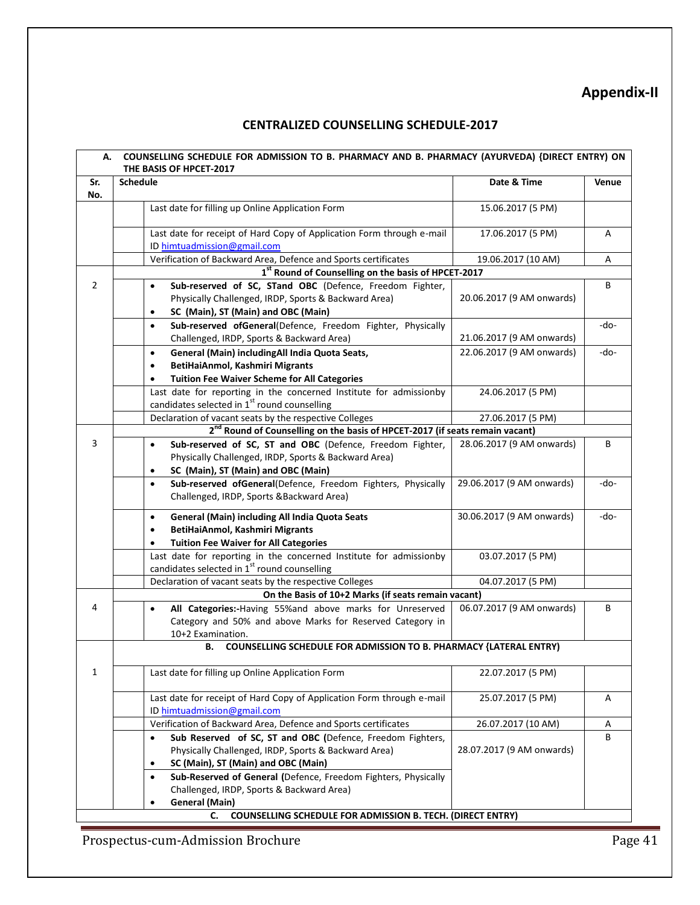# Appendix-II

## CENTRALIZED COUNSELLING SCHEDULE-2017

| Sr. No. | Schedule | Date & Time | Venue |
|---|---|---|---|
| **A. COUNSELLING SCHEDULE FOR ADMISSION TO B. PHARMACY AND B. PHARMACY (AYURVEDA) {DIRECT ENTRY) ON THE BASIS OF HPCET-2017** | | | |
| | Last date for filling up Online Application Form | 15.06.2017 (5 PM) | |
| | Last date for receipt of Hard Copy of Application Form through e-mail ID himtuadmission@gmail.com | 17.06.2017 (5 PM) | A |
| | Verification of Backward Area, Defence and Sports certificates | 19.06.2017 (10 AM) | A |
| | **1st Round of Counselling on the basis of HPCET-2017** | | |
| 2 | • **Sub-reserved of SC, STand OBC** (Defence, Freedom Fighter, Physically Challenged, IRDP, Sports & Backward Area)<br>• **SC (Main), ST (Main) and OBC (Main)** | 20.06.2017 (9 AM onwards) | B |
| | • **Sub-reserved ofGeneral**(Defence, Freedom Fighter, Physically Challenged, IRDP, Sports & Backward Area) | 21.06.2017 (9 AM onwards) | -do- |
| | • **General (Main) includingAll India Quota Seats,**<br>• **BetiHaiAnmol, Kashmiri Migrants**<br>• **Tuition Fee Waiver Scheme for All Categories** | 22.06.2017 (9 AM onwards) | -do- |
| | Last date for reporting in the concerned Institute for admissionby candidates selected in 1st round counselling | 24.06.2017 (5 PM) | |
| | Declaration of vacant seats by the respective Colleges | 27.06.2017 (5 PM) | |
| | **2nd Round of Counselling on the basis of HPCET-2017 (if seats remain vacant)** | | |
| 3 | • **Sub-reserved of SC, ST and OBC** (Defence, Freedom Fighter, Physically Challenged, IRDP, Sports & Backward Area)<br>• **SC (Main), ST (Main) and OBC (Main)** | 28.06.2017 (9 AM onwards) | B |
| | • **Sub-reserved ofGeneral**(Defence, Freedom Fighters, Physically Challenged, IRDP, Sports &Backward Area) | 29.06.2017 (9 AM onwards) | -do- |
| | • **General (Main) including All India Quota Seats**<br>• **BetiHaiAnmol, Kashmiri Migrants**<br>• **Tuition Fee Waiver for All Categories** | 30.06.2017 (9 AM onwards) | -do- |
| | Last date for reporting in the concerned Institute for admissionby candidates selected in 1st round counselling | 03.07.2017 (5 PM) | |
| | Declaration of vacant seats by the respective Colleges | 04.07.2017 (5 PM) | |
| | **On the Basis of 10+2 Marks (if seats remain vacant)** | | |
| 4 | • **All Categories:-**Having 55%and above marks for Unreserved Category and 50% and above Marks for Reserved Category in 10+2 Examination. | 06.07.2017 (9 AM onwards) | B |
| | **B. COUNSELLING SCHEDULE FOR ADMISSION TO B. PHARMACY {LATERAL ENTRY)** | | |
| 1 | Last date for filling up Online Application Form | 22.07.2017 (5 PM) | |
| | Last date for receipt of Hard Copy of Application Form through e-mail ID himtuadmission@gmail.com | 25.07.2017 (5 PM) | A |
| | Verification of Backward Area, Defence and Sports certificates | 26.07.2017 (10 AM) | A |
| | • **Sub Reserved of SC, ST and OBC (**Defence, Freedom Fighters, Physically Challenged, IRDP, Sports & Backward Area)<br>• **SC (Main), ST (Main) and OBC (Main)**<br>• **Sub-Reserved of General (**Defence, Freedom Fighters, Physically Challenged, IRDP, Sports & Backward Area)<br>• **General (Main)** | 28.07.2017 (9 AM onwards) | B |
| **C. COUNSELLING SCHEDULE FOR ADMISSION B. TECH. (DIRECT ENTRY)** | | | |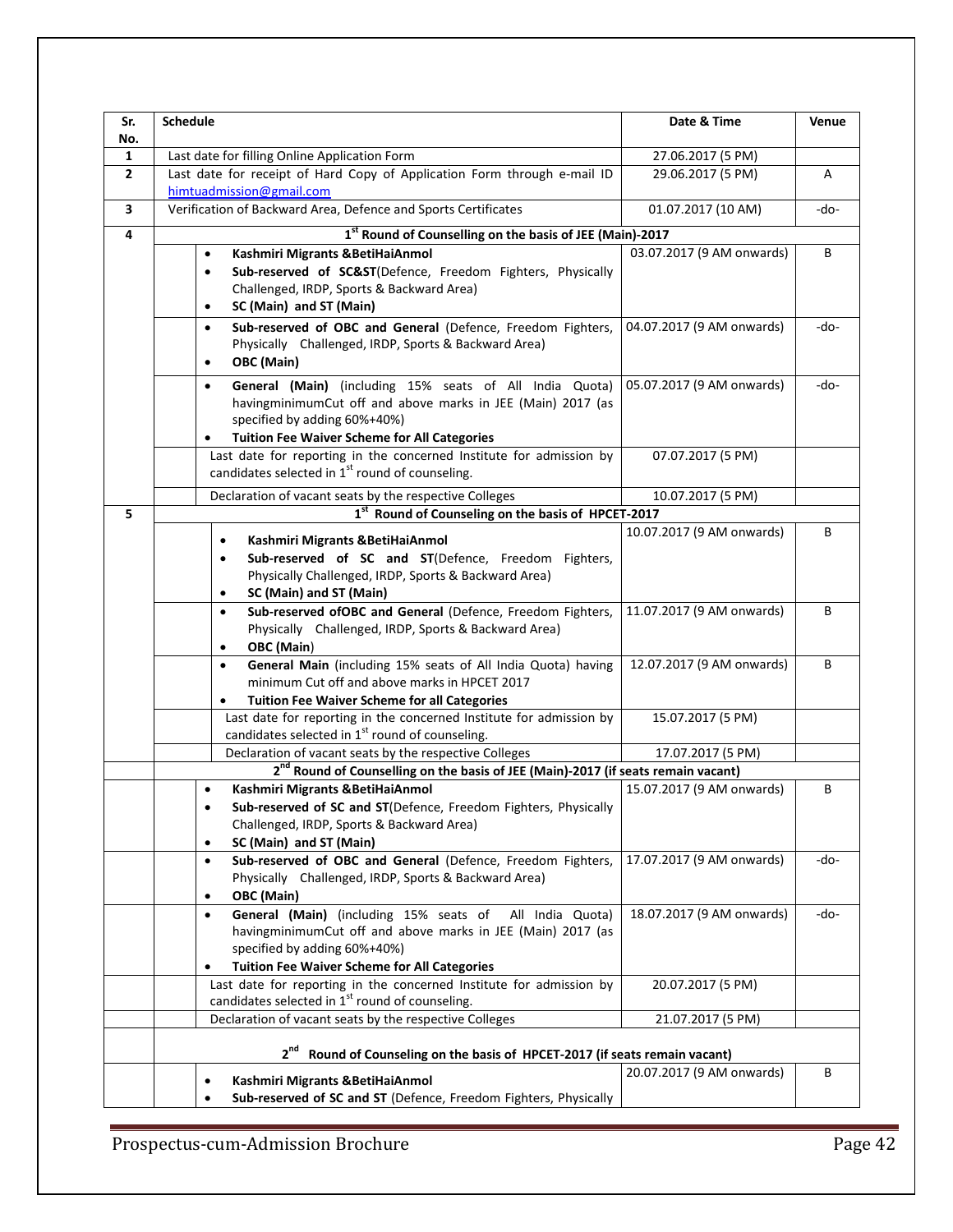| Sr. No. | Schedule | Date & Time | Venue |
|---|---|---|---|
| 1 | Last date for filling Online Application Form | 27.06.2017 (5 PM) | |
| 2 | Last date for receipt of Hard Copy of Application Form through e-mail ID himtuadmission@gmail.com | 29.06.2017 (5 PM) | A |
| 3 | Verification of Backward Area, Defence and Sports Certificates | 01.07.2017 (10 AM) | -do- |
| 4 | **1st Round of Counselling on the basis of JEE (Main)-2017** | | |
| | • **Kashmiri Migrants &BetiHaiAnmol**<br>• **Sub-reserved of SC&ST**(Defence, Freedom Fighters, Physically Challenged, IRDP, Sports & Backward Area)<br>• **SC (Main) and ST (Main)** | 03.07.2017 (9 AM onwards) | B |
| | • **Sub-reserved of OBC and General** (Defence, Freedom Fighters, Physically Challenged, IRDP, Sports & Backward Area)<br>• **OBC (Main)** | 04.07.2017 (9 AM onwards) | -do- |
| | • **General (Main)** (including 15% seats of All India Quota) havingminimumCut off and above marks in JEE (Main) 2017 (as specified by adding 60%+40%)<br>• **Tuition Fee Waiver Scheme for All Categories** | 05.07.2017 (9 AM onwards) | -do- |
| | Last date for reporting in the concerned Institute for admission by candidates selected in 1st round of counseling. | 07.07.2017 (5 PM) | |
| | Declaration of vacant seats by the respective Colleges | 10.07.2017 (5 PM) | |
| 5 | **1st Round of Counseling on the basis of HPCET-2017** | | |
| | • **Kashmiri Migrants &BetiHaiAnmol**<br>• **Sub-reserved of SC and ST**(Defence, Freedom Fighters, Physically Challenged, IRDP, Sports & Backward Area)<br>• **SC (Main) and ST (Main)** | 10.07.2017 (9 AM onwards) | B |
| | • **Sub-reserved ofOBC and General** (Defence, Freedom Fighters, Physically Challenged, IRDP, Sports & Backward Area)<br>• **OBC (Main)** | 11.07.2017 (9 AM onwards) | B |
| | • **General Main** (including 15% seats of All India Quota) having minimum Cut off and above marks in HPCET 2017<br>• **Tuition Fee Waiver Scheme for all Categories** | 12.07.2017 (9 AM onwards) | B |
| | Last date for reporting in the concerned Institute for admission by candidates selected in 1st round of counseling. | 15.07.2017 (5 PM) | |
| | Declaration of vacant seats by the respective Colleges | 17.07.2017 (5 PM) | |
| | **2nd Round of Counselling on the basis of JEE (Main)-2017 (if seats remain vacant)** | | |
| | • **Kashmiri Migrants &BetiHaiAnmol**<br>• **Sub-reserved of SC and ST**(Defence, Freedom Fighters, Physically Challenged, IRDP, Sports & Backward Area)<br>• **SC (Main) and ST (Main)** | 15.07.2017 (9 AM onwards) | B |
| | • **Sub-reserved of OBC and General** (Defence, Freedom Fighters, Physically Challenged, IRDP, Sports & Backward Area)<br>• **OBC (Main)** | 17.07.2017 (9 AM onwards) | -do- |
| | • **General (Main)** (including 15% seats of All India Quota) havingminimumCut off and above marks in JEE (Main) 2017 (as specified by adding 60%+40%)<br>• **Tuition Fee Waiver Scheme for All Categories** | 18.07.2017 (9 AM onwards) | -do- |
| | Last date for reporting in the concerned Institute for admission by candidates selected in 1st round of counseling. | 20.07.2017 (5 PM) | |
| | Declaration of vacant seats by the respective Colleges | 21.07.2017 (5 PM) | |
| | **2nd Round of Counseling on the basis of HPCET-2017 (if seats remain vacant)** | | |
| | • **Kashmiri Migrants &BetiHaiAnmol**<br>• **Sub-reserved of SC and ST** (Defence, Freedom Fighters, Physically | 20.07.2017 (9 AM onwards) | B |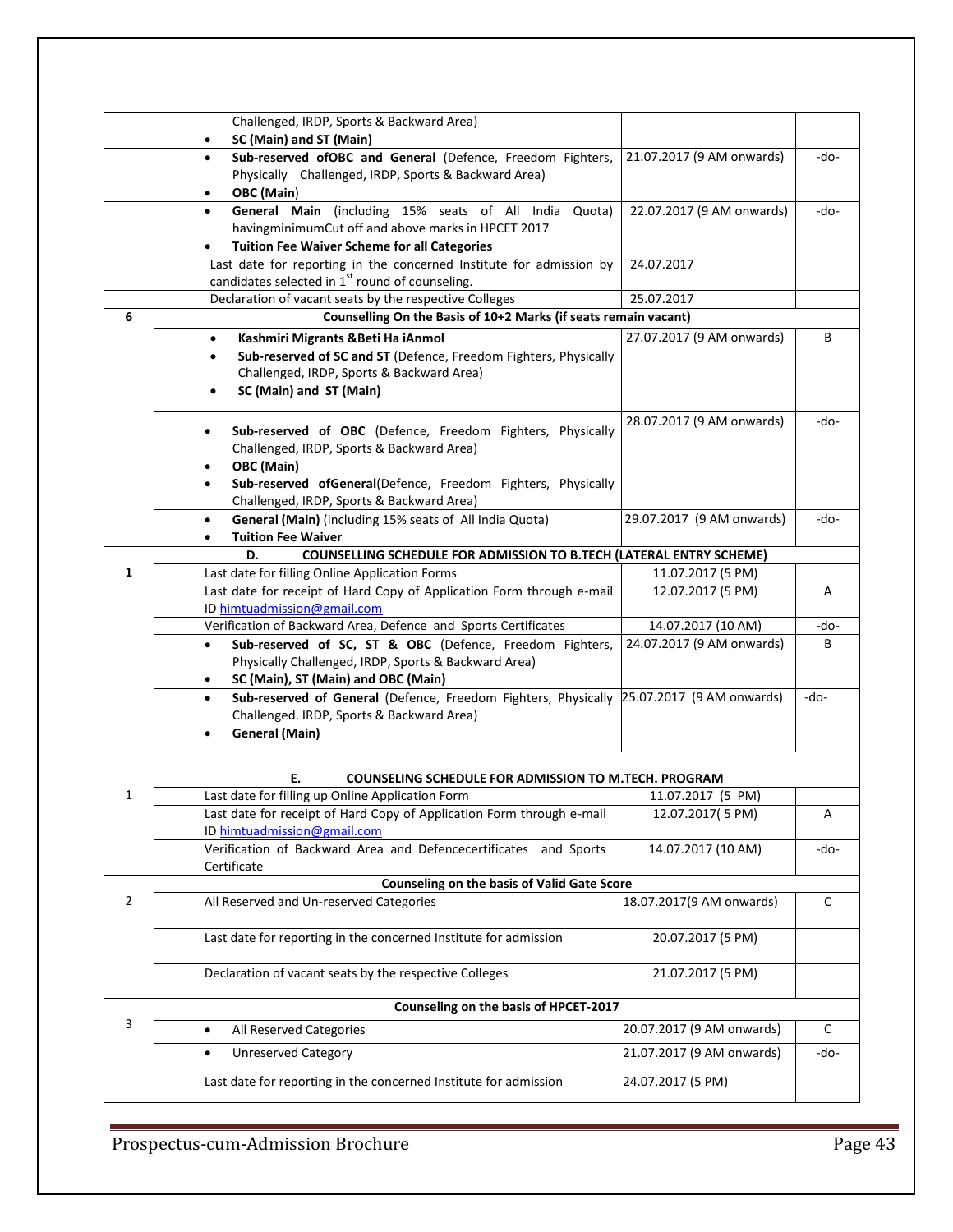| | | | | |
|---|---|---|---|---|
| | | Challenged, IRDP, Sports & Backward Area)<br>• **SC (Main) and ST (Main)** | | |
| | | • **Sub-reserved ofOBC and General** (Defence, Freedom Fighters, Physically Challenged, IRDP, Sports & Backward Area)<br>• **OBC (Main)** | 21.07.2017 (9 AM onwards) | -do- |
| | | • **General Main** (including 15% seats of All India Quota) havingminimumCut off and above marks in HPCET 2017<br>• **Tuition Fee Waiver Scheme for all Categories** | 22.07.2017 (9 AM onwards) | -do- |
| | | Last date for reporting in the concerned Institute for admission by candidates selected in 1st round of counseling. | 24.07.2017 | |
| | | Declaration of vacant seats by the respective Colleges | 25.07.2017 | |
| **6** | **Counselling On the Basis of 10+2 Marks (if seats remain vacant)** | | | |
| | | • **Kashmiri Migrants &Beti Ha iAnmol**<br>• **Sub-reserved of SC and ST** (Defence, Freedom Fighters, Physically Challenged, IRDP, Sports & Backward Area)<br>• **SC (Main) and ST (Main)** | 27.07.2017 (9 AM onwards) | B |
| | | • **Sub-reserved of OBC** (Defence, Freedom Fighters, Physically Challenged, IRDP, Sports & Backward Area)<br>• **OBC (Main)**<br>• **Sub-reserved ofGeneral**(Defence, Freedom Fighters, Physically Challenged, IRDP, Sports & Backward Area) | 28.07.2017 (9 AM onwards) | -do- |
| | | • **General (Main)** (including 15% seats of All India Quota)<br>• **Tuition Fee Waiver** | 29.07.2017 (9 AM onwards) | -do- |
| | **D. COUNSELLING SCHEDULE FOR ADMISSION TO B.TECH (LATERAL ENTRY SCHEME)** | | | |
| **1** | | Last date for filling Online Application Forms | 11.07.2017 (5 PM) | |
| | | Last date for receipt of Hard Copy of Application Form through e-mail ID himtuadmission@gmail.com | 12.07.2017 (5 PM) | A |
| | | Verification of Backward Area, Defence and Sports Certificates | 14.07.2017 (10 AM) | -do- |
| | | • **Sub-reserved of SC, ST & OBC** (Defence, Freedom Fighters, Physically Challenged, IRDP, Sports & Backward Area)<br>• **SC (Main), ST (Main) and OBC (Main)** | 24.07.2017 (9 AM onwards) | B |
| | | • **Sub-reserved of General** (Defence, Freedom Fighters, Physically Challenged. IRDP, Sports & Backward Area)<br>• **General (Main)** | 25.07.2017 (9 AM onwards) | -do- |
| | **E. COUNSELING SCHEDULE FOR ADMISSION TO M.TECH. PROGRAM** | | | |
| 1 | | Last date for filling up Online Application Form | 11.07.2017 (5 PM) | |
| | | Last date for receipt of Hard Copy of Application Form through e-mail ID himtuadmission@gmail.com | 12.07.2017( 5 PM) | A |
| | | Verification of Backward Area and Defencecertificates and Sports Certificate | 14.07.2017 (10 AM) | -do- |
| | **Counseling on the basis of Valid Gate Score** | | | |
| 2 | | All Reserved and Un-reserved Categories | 18.07.2017(9 AM onwards) | C |
| | | Last date for reporting in the concerned Institute for admission | 20.07.2017 (5 PM) | |
| | | Declaration of vacant seats by the respective Colleges | 21.07.2017 (5 PM) | |
| | **Counseling on the basis of HPCET-2017** | | | |
| 3 | | • All Reserved Categories | 20.07.2017 (9 AM onwards) | C |
| | | • Unreserved Category | 21.07.2017 (9 AM onwards) | -do- |
| | | Last date for reporting in the concerned Institute for admission | 24.07.2017 (5 PM) | |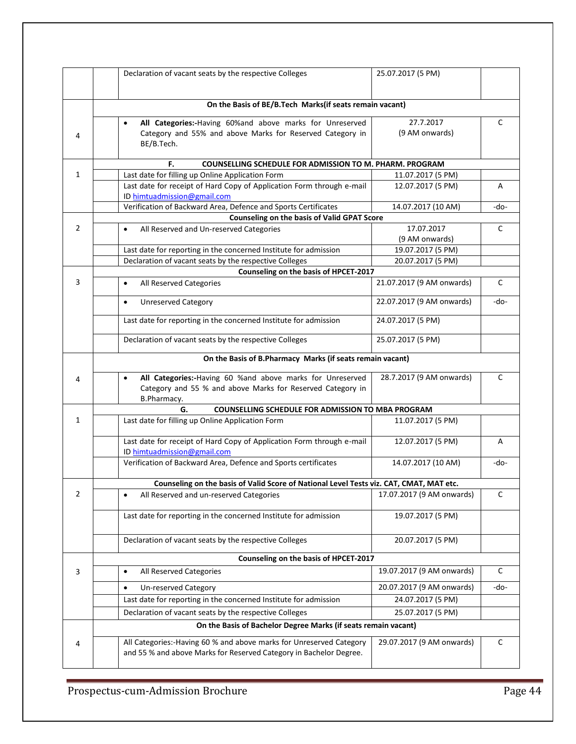|  |  |  |  |  |
|---|---|---|---|---|
|  |  | Declaration of vacant seats by the respective Colleges | 25.07.2017 (5 PM) |  |
|  | **On the Basis of BE/B.Tech Marks(if seats remain vacant)** |  |  |  |
| 4 |  | • **All Categories:-**Having 60%and above marks for Unreserved Category and 55% and above Marks for Reserved Category in BE/B.Tech. | 27.7.2017 (9 AM onwards) | C |
|  | **F. COUNSELLING SCHEDULE FOR ADMISSION TO M. PHARM. PROGRAM** |  |  |  |
| 1 |  | Last date for filling up Online Application Form | 11.07.2017 (5 PM) |  |
|  |  | Last date for receipt of Hard Copy of Application Form through e-mail ID himtuadmission@gmail.com | 12.07.2017 (5 PM) | A |
|  |  | Verification of Backward Area, Defence and Sports Certificates | 14.07.2017 (10 AM) | -do- |
|  | **Counseling on the basis of Valid GPAT Score** |  |  |  |
| 2 |  | • All Reserved and Un-reserved Categories | 17.07.2017 (9 AM onwards) | C |
|  |  | Last date for reporting in the concerned Institute for admission | 19.07.2017 (5 PM) |  |
|  |  | Declaration of vacant seats by the respective Colleges | 20.07.2017 (5 PM) |  |
|  | **Counseling on the basis of HPCET-2017** |  |  |  |
| 3 |  | • All Reserved Categories | 21.07.2017 (9 AM onwards) | C |
|  |  | • Unreserved Category | 22.07.2017 (9 AM onwards) | -do- |
|  |  | Last date for reporting in the concerned Institute for admission | 24.07.2017 (5 PM) |  |
|  |  | Declaration of vacant seats by the respective Colleges | 25.07.2017 (5 PM) |  |
|  | **On the Basis of B.Pharmacy Marks (if seats remain vacant)** |  |  |  |
| 4 |  | • **All Categories:-**Having 60 %and above marks for Unreserved Category and 55 % and above Marks for Reserved Category in B.Pharmacy. | 28.7.2017 (9 AM onwards) | C |
|  | **G. COUNSELLING SCHEDULE FOR ADMISSION TO MBA PROGRAM** |  |  |  |
| 1 |  | Last date for filling up Online Application Form | 11.07.2017 (5 PM) |  |
|  |  | Last date for receipt of Hard Copy of Application Form through e-mail ID himtuadmission@gmail.com | 12.07.2017 (5 PM) | A |
|  |  | Verification of Backward Area, Defence and Sports certificates | 14.07.2017 (10 AM) | -do- |
|  | **Counseling on the basis of Valid Score of National Level Tests viz. CAT, CMAT, MAT etc.** |  |  |  |
| 2 |  | • All Reserved and un-reserved Categories | 17.07.2017 (9 AM onwards) | C |
|  |  | Last date for reporting in the concerned Institute for admission | 19.07.2017 (5 PM) |  |
|  |  | Declaration of vacant seats by the respective Colleges | 20.07.2017 (5 PM) |  |
|  | **Counseling on the basis of HPCET-2017** |  |  |  |
| 3 |  | • All Reserved Categories | 19.07.2017 (9 AM onwards) | C |
|  |  | • Un-reserved Category | 20.07.2017 (9 AM onwards) | -do- |
|  |  | Last date for reporting in the concerned Institute for admission | 24.07.2017 (5 PM) |  |
|  |  | Declaration of vacant seats by the respective Colleges | 25.07.2017 (5 PM) |  |
|  | **On the Basis of Bachelor Degree Marks (if seats remain vacant)** |  |  |  |
| 4 |  | All Categories:-Having 60 % and above marks for Unreserved Category and 55 % and above Marks for Reserved Category in Bachelor Degree. | 29.07.2017 (9 AM onwards) | C |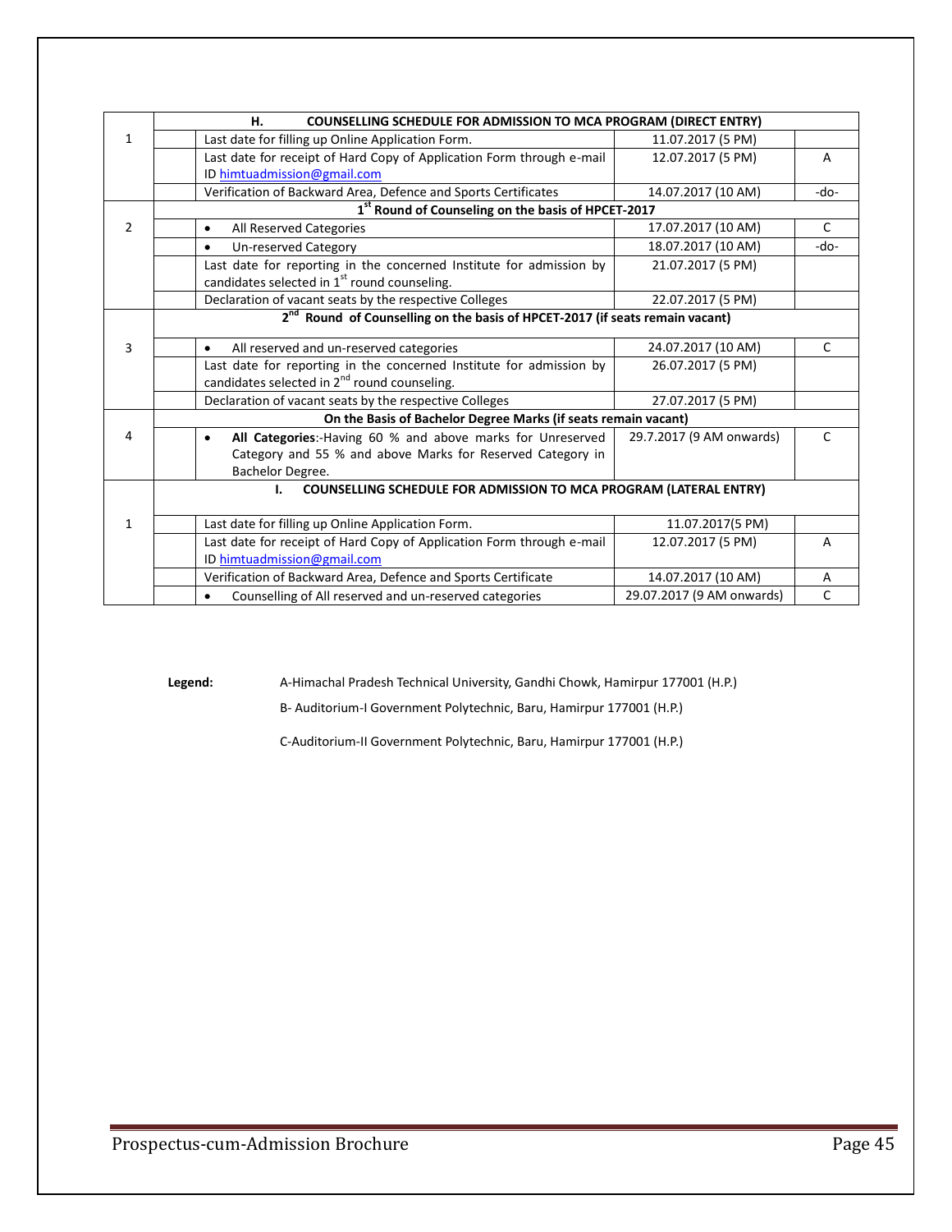| | | | | |
|---|---|---|---|---|
| | | **H. COUNSELLING SCHEDULE FOR ADMISSION TO MCA PROGRAM (DIRECT ENTRY)** | | |
| 1 | | Last date for filling up Online Application Form. | 11.07.2017 (5 PM) | |
| | | Last date for receipt of Hard Copy of Application Form through e-mail ID himtuadmission@gmail.com | 12.07.2017 (5 PM) | A |
| | | Verification of Backward Area, Defence and Sports Certificates | 14.07.2017 (10 AM) | -do- |
| | | **1st Round of Counseling on the basis of HPCET-2017** | | |
| 2 | | • All Reserved Categories | 17.07.2017 (10 AM) | C |
| | | • Un-reserved Category | 18.07.2017 (10 AM) | -do- |
| | | Last date for reporting in the concerned Institute for admission by candidates selected in 1st round counseling. | 21.07.2017 (5 PM) | |
| | | Declaration of vacant seats by the respective Colleges | 22.07.2017 (5 PM) | |
| | | **2nd Round of Counselling on the basis of HPCET-2017 (if seats remain vacant)** | | |
| 3 | | • All reserved and un-reserved categories | 24.07.2017 (10 AM) | C |
| | | Last date for reporting in the concerned Institute for admission by candidates selected in 2nd round counseling. | 26.07.2017 (5 PM) | |
| | | Declaration of vacant seats by the respective Colleges | 27.07.2017 (5 PM) | |
| | | **On the Basis of Bachelor Degree Marks (if seats remain vacant)** | | |
| 4 | | • **All Categories**:-Having 60 % and above marks for Unreserved Category and 55 % and above Marks for Reserved Category in Bachelor Degree. | 29.7.2017 (9 AM onwards) | C |
| | | **I. COUNSELLING SCHEDULE FOR ADMISSION TO MCA PROGRAM (LATERAL ENTRY)** | | |
| 1 | | Last date for filling up Online Application Form. | 11.07.2017(5 PM) | |
| | | Last date for receipt of Hard Copy of Application Form through e-mail ID himtuadmission@gmail.com | 12.07.2017 (5 PM) | A |
| | | Verification of Backward Area, Defence and Sports Certificate | 14.07.2017 (10 AM) | A |
| | | • Counselling of All reserved and un-reserved categories | 29.07.2017 (9 AM onwards) | C |

**Legend:**

A-Himachal Pradesh Technical University, Gandhi Chowk, Hamirpur 177001 (H.P.)

B- Auditorium-I Government Polytechnic, Baru, Hamirpur 177001 (H.P.)

C-Auditorium-II Government Polytechnic, Baru, Hamirpur 177001 (H.P.)